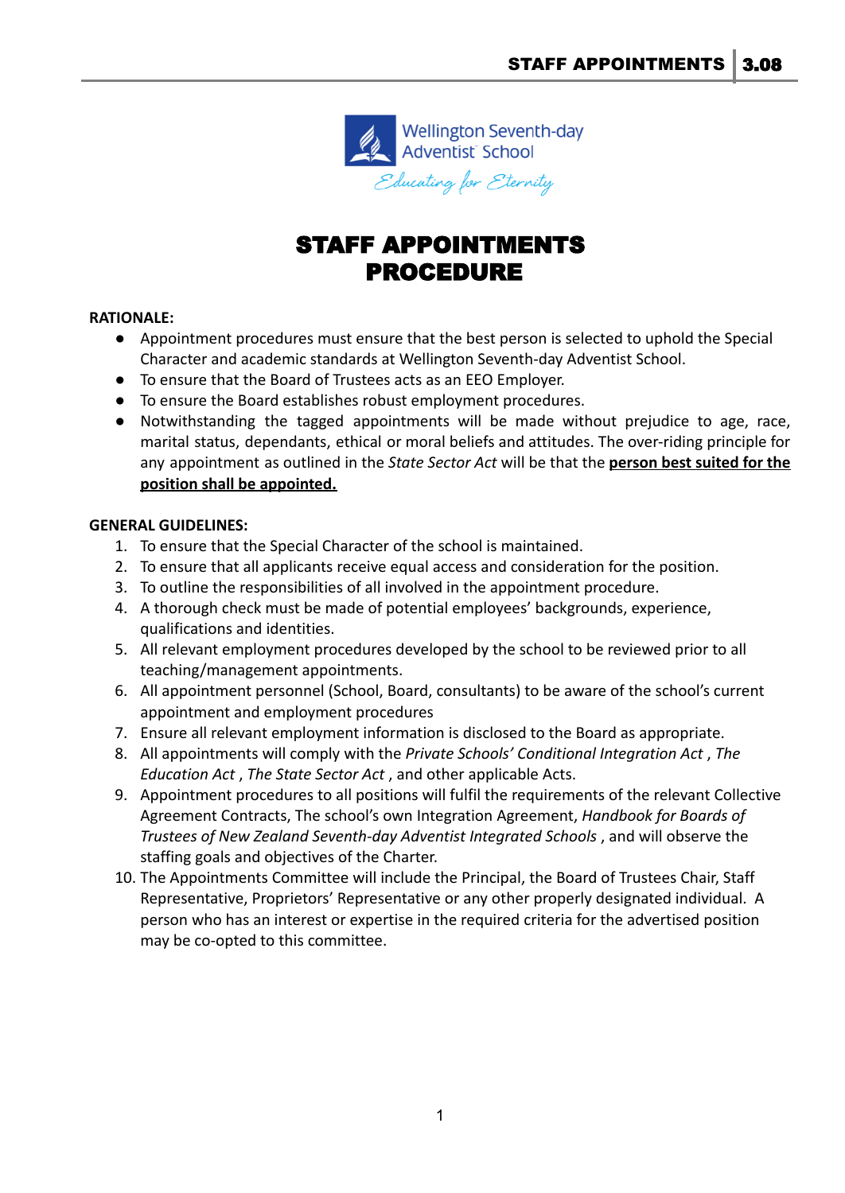Wellington Seventh-day Adventist School

*Educating for Eternity*

# STAFF APPOINTMENTS PROCEDURE

**RATIONALE:**

- Appointment procedures must ensure that the best person is selected to uphold the Special Character and academic standards at Wellington Seventh-day Adventist School.
- To ensure that the Board of Trustees acts as an EEO Employer.
- To ensure the Board establishes robust employment procedures.
- Notwithstanding the tagged appointments will be made without prejudice to age, race, marital status, dependants, ethical or moral beliefs and attitudes. The over-riding principle for any appointment as outlined in the *State Sector Act* will be that the **person best suited for the position shall be appointed.**

**GENERAL GUIDELINES:**

1. To ensure that the Special Character of the school is maintained.
2. To ensure that all applicants receive equal access and consideration for the position.
3. To outline the responsibilities of all involved in the appointment procedure.
4. A thorough check must be made of potential employees' backgrounds, experience, qualifications and identities.
5. All relevant employment procedures developed by the school to be reviewed prior to all teaching/management appointments.
6. All appointment personnel (School, Board, consultants) to be aware of the school's current appointment and employment procedures
7. Ensure all relevant employment information is disclosed to the Board as appropriate.
8. All appointments will comply with the *Private Schools' Conditional Integration Act* , *The Education Act* , *The State Sector Act* , and other applicable Acts.
9. Appointment procedures to all positions will fulfil the requirements of the relevant Collective Agreement Contracts, The school's own Integration Agreement, *Handbook for Boards of Trustees of New Zealand Seventh-day Adventist Integrated Schools* , and will observe the staffing goals and objectives of the Charter.
10. The Appointments Committee will include the Principal, the Board of Trustees Chair, Staff Representative, Proprietors' Representative or any other properly designated individual. A person who has an interest or expertise in the required criteria for the advertised position may be co-opted to this committee.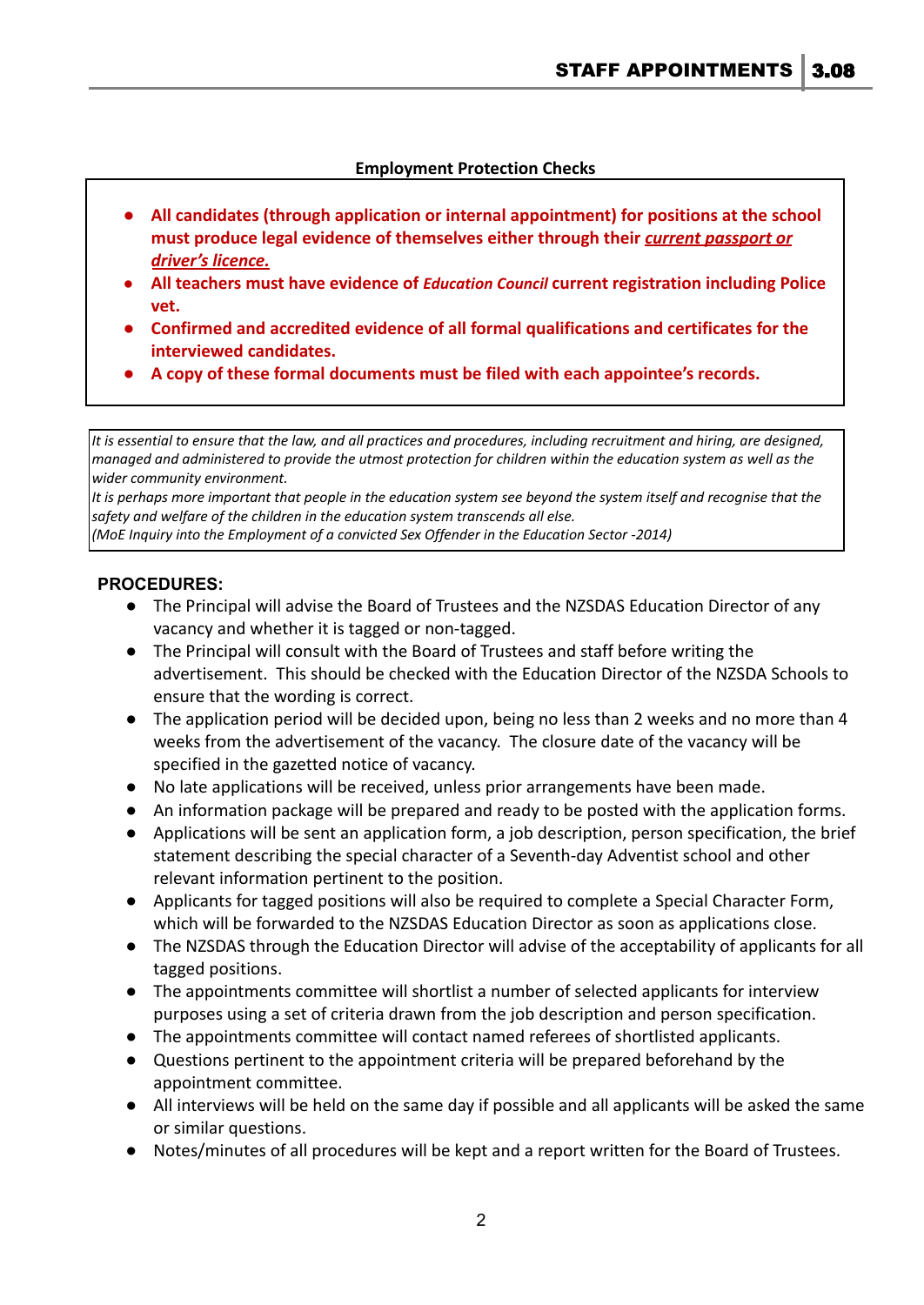**Employment Protection Checks**

- **All candidates (through application or internal appointment) for positions at the school must produce legal evidence of themselves either through their *current passport or driver's licence.***
- **All teachers must have evidence of *Education Council* current registration including Police vet.**
- **Confirmed and accredited evidence of all formal qualifications and certificates for the interviewed candidates.**
- **A copy of these formal documents must be filed with each appointee's records.**

*It is essential to ensure that the law, and all practices and procedures, including recruitment and hiring, are designed, managed and administered to provide the utmost protection for children within the education system as well as the wider community environment.*
*It is perhaps more important that people in the education system see beyond the system itself and recognise that the safety and welfare of the children in the education system transcends all else.*
*(MoE Inquiry into the Employment of a convicted Sex Offender in the Education Sector -2014)*

**PROCEDURES:**

- The Principal will advise the Board of Trustees and the NZSDAS Education Director of any vacancy and whether it is tagged or non-tagged.
- The Principal will consult with the Board of Trustees and staff before writing the advertisement. This should be checked with the Education Director of the NZSDA Schools to ensure that the wording is correct.
- The application period will be decided upon, being no less than 2 weeks and no more than 4 weeks from the advertisement of the vacancy. The closure date of the vacancy will be specified in the gazetted notice of vacancy.
- No late applications will be received, unless prior arrangements have been made.
- An information package will be prepared and ready to be posted with the application forms.
- Applications will be sent an application form, a job description, person specification, the brief statement describing the special character of a Seventh-day Adventist school and other relevant information pertinent to the position.
- Applicants for tagged positions will also be required to complete a Special Character Form, which will be forwarded to the NZSDAS Education Director as soon as applications close.
- The NZSDAS through the Education Director will advise of the acceptability of applicants for all tagged positions.
- The appointments committee will shortlist a number of selected applicants for interview purposes using a set of criteria drawn from the job description and person specification.
- The appointments committee will contact named referees of shortlisted applicants.
- Questions pertinent to the appointment criteria will be prepared beforehand by the appointment committee.
- All interviews will be held on the same day if possible and all applicants will be asked the same or similar questions.
- Notes/minutes of all procedures will be kept and a report written for the Board of Trustees.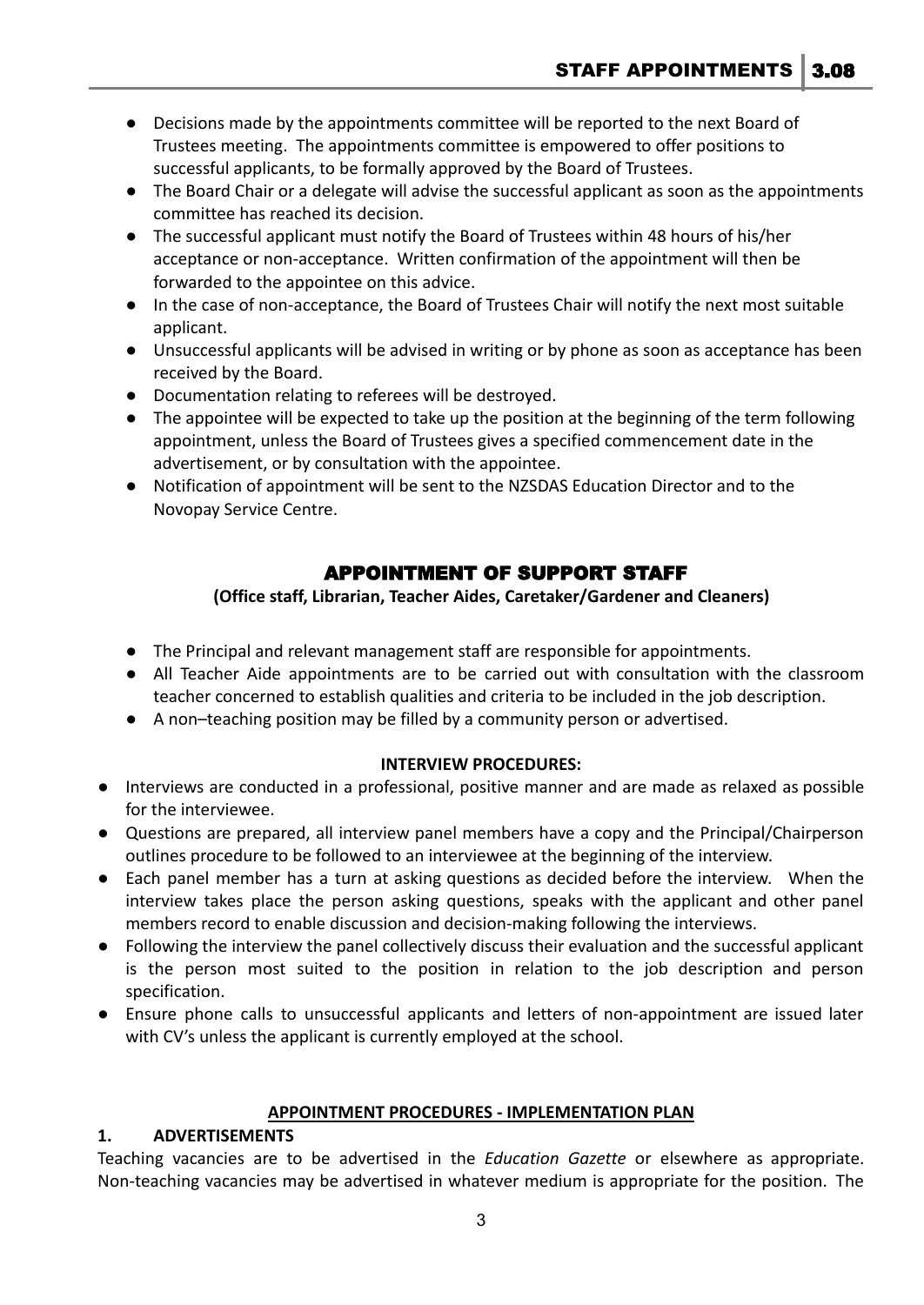- Decisions made by the appointments committee will be reported to the next Board of Trustees meeting. The appointments committee is empowered to offer positions to successful applicants, to be formally approved by the Board of Trustees.
- The Board Chair or a delegate will advise the successful applicant as soon as the appointments committee has reached its decision.
- The successful applicant must notify the Board of Trustees within 48 hours of his/her acceptance or non-acceptance. Written confirmation of the appointment will then be forwarded to the appointee on this advice.
- In the case of non-acceptance, the Board of Trustees Chair will notify the next most suitable applicant.
- Unsuccessful applicants will be advised in writing or by phone as soon as acceptance has been received by the Board.
- Documentation relating to referees will be destroyed.
- The appointee will be expected to take up the position at the beginning of the term following appointment, unless the Board of Trustees gives a specified commencement date in the advertisement, or by consultation with the appointee.
- Notification of appointment will be sent to the NZSDAS Education Director and to the Novopay Service Centre.

## APPOINTMENT OF SUPPORT STAFF

**(Office staff, Librarian, Teacher Aides, Caretaker/Gardener and Cleaners)**

- The Principal and relevant management staff are responsible for appointments.
- All Teacher Aide appointments are to be carried out with consultation with the classroom teacher concerned to establish qualities and criteria to be included in the job description.
- A non–teaching position may be filled by a community person or advertised.

**INTERVIEW PROCEDURES:**

- Interviews are conducted in a professional, positive manner and are made as relaxed as possible for the interviewee.
- Questions are prepared, all interview panel members have a copy and the Principal/Chairperson outlines procedure to be followed to an interviewee at the beginning of the interview.
- Each panel member has a turn at asking questions as decided before the interview. When the interview takes place the person asking questions, speaks with the applicant and other panel members record to enable discussion and decision-making following the interviews.
- Following the interview the panel collectively discuss their evaluation and the successful applicant is the person most suited to the position in relation to the job description and person specification.
- Ensure phone calls to unsuccessful applicants and letters of non-appointment are issued later with CV's unless the applicant is currently employed at the school.

**APPOINTMENT PROCEDURES - IMPLEMENTATION PLAN**

**1. ADVERTISEMENTS**

Teaching vacancies are to be advertised in the *Education Gazette* or elsewhere as appropriate. Non-teaching vacancies may be advertised in whatever medium is appropriate for the position. The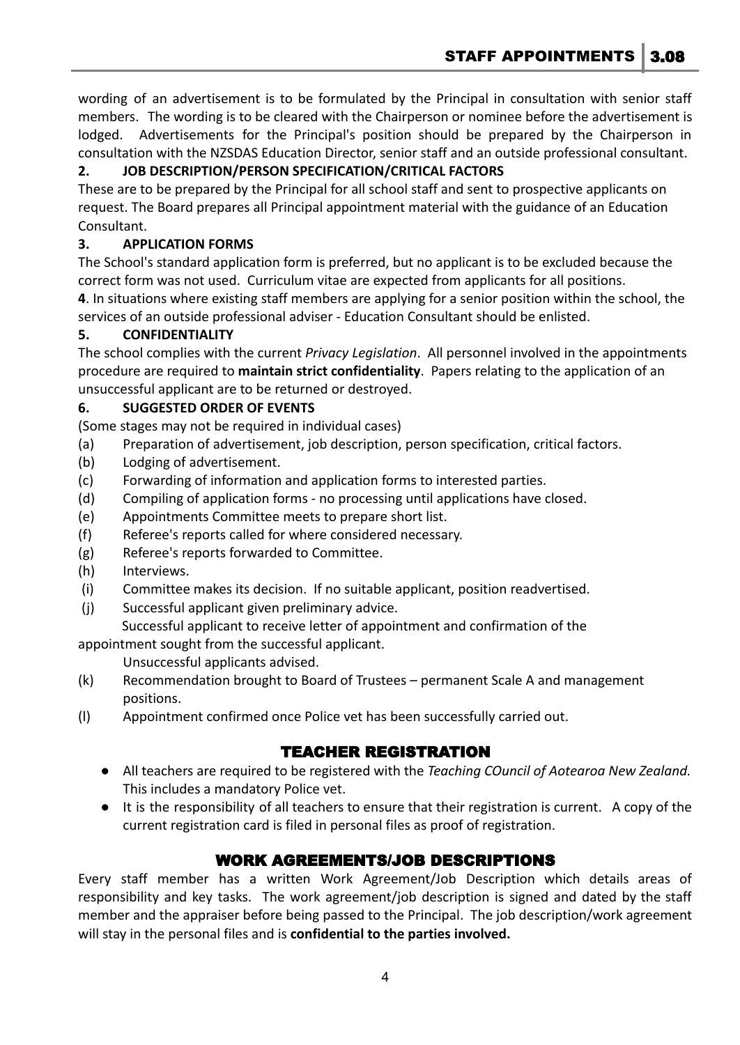wording of an advertisement is to be formulated by the Principal in consultation with senior staff members. The wording is to be cleared with the Chairperson or nominee before the advertisement is lodged. Advertisements for the Principal's position should be prepared by the Chairperson in consultation with the NZSDAS Education Director, senior staff and an outside professional consultant.

**2. JOB DESCRIPTION/PERSON SPECIFICATION/CRITICAL FACTORS**

These are to be prepared by the Principal for all school staff and sent to prospective applicants on request. The Board prepares all Principal appointment material with the guidance of an Education Consultant.

**3. APPLICATION FORMS**

The School's standard application form is preferred, but no applicant is to be excluded because the correct form was not used. Curriculum vitae are expected from applicants for all positions.

**4**. In situations where existing staff members are applying for a senior position within the school, the services of an outside professional adviser - Education Consultant should be enlisted.

**5. CONFIDENTIALITY**

The school complies with the current *Privacy Legislation*. All personnel involved in the appointments procedure are required to **maintain strict confidentiality**. Papers relating to the application of an unsuccessful applicant are to be returned or destroyed.

**6. SUGGESTED ORDER OF EVENTS**

(Some stages may not be required in individual cases)

(a) Preparation of advertisement, job description, person specification, critical factors.
(b) Lodging of advertisement.
(c) Forwarding of information and application forms to interested parties.
(d) Compiling of application forms - no processing until applications have closed.
(e) Appointments Committee meets to prepare short list.
(f) Referee's reports called for where considered necessary.
(g) Referee's reports forwarded to Committee.
(h) Interviews.
(i) Committee makes its decision. If no suitable applicant, position readvertised.
(j) Successful applicant given preliminary advice.
Successful applicant to receive letter of appointment and confirmation of the appointment sought from the successful applicant.
Unsuccessful applicants advised.
(k) Recommendation brought to Board of Trustees – permanent Scale A and management positions.
(l) Appointment confirmed once Police vet has been successfully carried out.

## TEACHER REGISTRATION

- All teachers are required to be registered with the *Teaching COuncil of Aotearoa New Zealand.* This includes a mandatory Police vet.
- It is the responsibility of all teachers to ensure that their registration is current. A copy of the current registration card is filed in personal files as proof of registration.

## WORK AGREEMENTS/JOB DESCRIPTIONS

Every staff member has a written Work Agreement/Job Description which details areas of responsibility and key tasks. The work agreement/job description is signed and dated by the staff member and the appraiser before being passed to the Principal. The job description/work agreement will stay in the personal files and is **confidential to the parties involved.**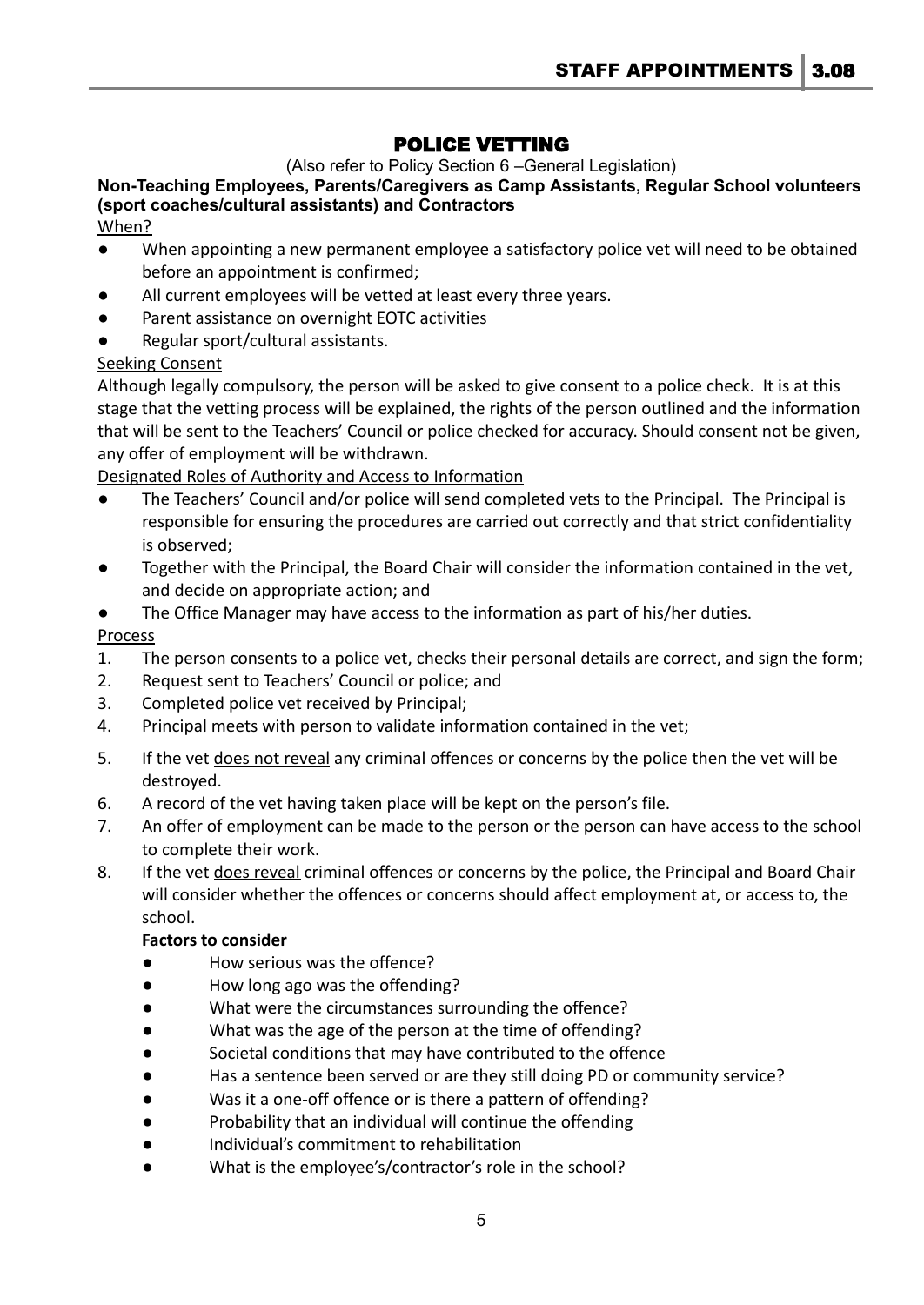# POLICE VETTING

(Also refer to Policy Section 6 –General Legislation)

**Non-Teaching Employees, Parents/Caregivers as Camp Assistants, Regular School volunteers (sport coaches/cultural assistants) and Contractors**

When?

- When appointing a new permanent employee a satisfactory police vet will need to be obtained before an appointment is confirmed;
- All current employees will be vetted at least every three years.
- Parent assistance on overnight EOTC activities
- Regular sport/cultural assistants.

Seeking Consent

Although legally compulsory, the person will be asked to give consent to a police check. It is at this stage that the vetting process will be explained, the rights of the person outlined and the information that will be sent to the Teachers' Council or police checked for accuracy. Should consent not be given, any offer of employment will be withdrawn.

Designated Roles of Authority and Access to Information

- The Teachers' Council and/or police will send completed vets to the Principal. The Principal is responsible for ensuring the procedures are carried out correctly and that strict confidentiality is observed;
- Together with the Principal, the Board Chair will consider the information contained in the vet, and decide on appropriate action; and
- The Office Manager may have access to the information as part of his/her duties.

Process

1. The person consents to a police vet, checks their personal details are correct, and sign the form;
2. Request sent to Teachers' Council or police; and
3. Completed police vet received by Principal;
4. Principal meets with person to validate information contained in the vet;
5. If the vet does not reveal any criminal offences or concerns by the police then the vet will be destroyed.
6. A record of the vet having taken place will be kept on the person's file.
7. An offer of employment can be made to the person or the person can have access to the school to complete their work.
8. If the vet does reveal criminal offences or concerns by the police, the Principal and Board Chair will consider whether the offences or concerns should affect employment at, or access to, the school.

   **Factors to consider**

   - How serious was the offence?
   - How long ago was the offending?
   - What were the circumstances surrounding the offence?
   - What was the age of the person at the time of offending?
   - Societal conditions that may have contributed to the offence
   - Has a sentence been served or are they still doing PD or community service?
   - Was it a one-off offence or is there a pattern of offending?
   - Probability that an individual will continue the offending
   - Individual's commitment to rehabilitation
   - What is the employee's/contractor's role in the school?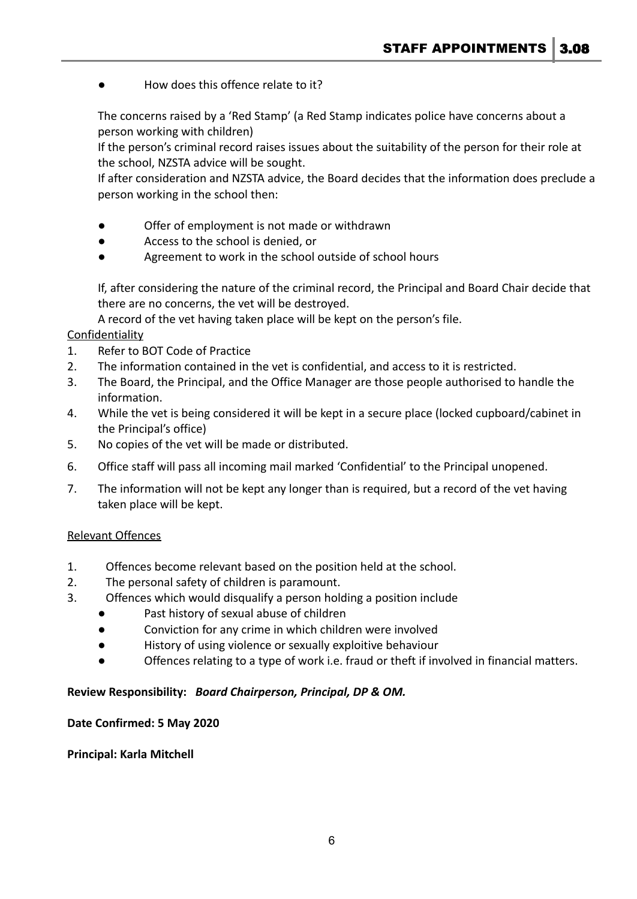- How does this offence relate to it?

The concerns raised by a 'Red Stamp' (a Red Stamp indicates police have concerns about a person working with children)

If the person's criminal record raises issues about the suitability of the person for their role at the school, NZSTA advice will be sought.

If after consideration and NZSTA advice, the Board decides that the information does preclude a person working in the school then:

- Offer of employment is not made or withdrawn
- Access to the school is denied, or
- Agreement to work in the school outside of school hours

If, after considering the nature of the criminal record, the Principal and Board Chair decide that there are no concerns, the vet will be destroyed.

A record of the vet having taken place will be kept on the person's file.

Confidentiality

1. Refer to BOT Code of Practice
2. The information contained in the vet is confidential, and access to it is restricted.
3. The Board, the Principal, and the Office Manager are those people authorised to handle the information.
4. While the vet is being considered it will be kept in a secure place (locked cupboard/cabinet in the Principal's office)
5. No copies of the vet will be made or distributed.
6. Office staff will pass all incoming mail marked 'Confidential' to the Principal unopened.
7. The information will not be kept any longer than is required, but a record of the vet having taken place will be kept.

Relevant Offences

1. Offences become relevant based on the position held at the school.
2. The personal safety of children is paramount.
3. Offences which would disqualify a person holding a position include
   - Past history of sexual abuse of children
   - Conviction for any crime in which children were involved
   - History of using violence or sexually exploitive behaviour
   - Offences relating to a type of work i.e. fraud or theft if involved in financial matters.

**Review Responsibility:** ***Board Chairperson, Principal, DP & OM.***

**Date Confirmed: 5 May 2020**

**Principal: Karla Mitchell**